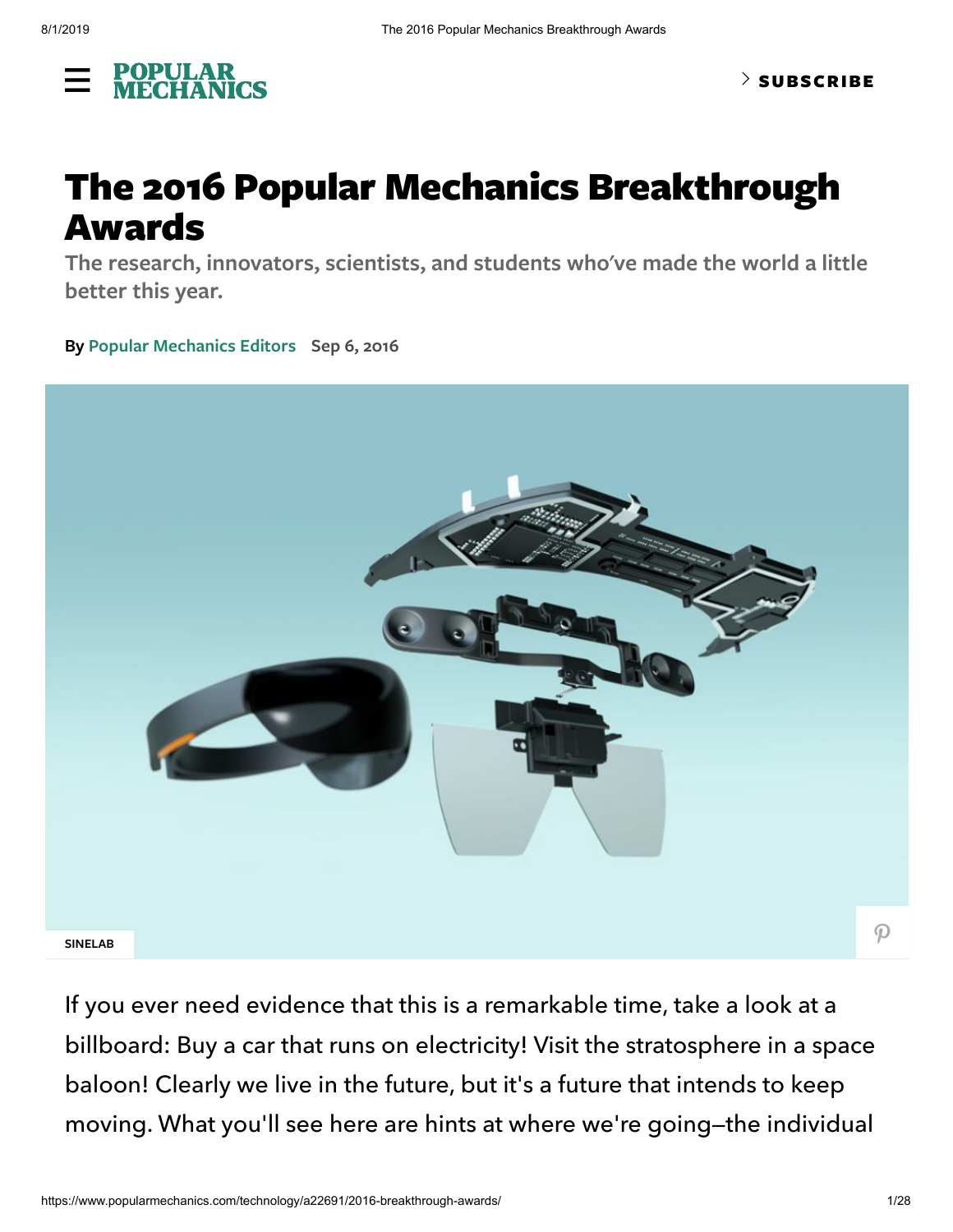# The 2016 Popular Mechanics Breakthrough Awards

**The research, innovators, scientists, and students who've made the world a little better this year.**

By Popular Mechanics Editors Sep 6, 2016

SINELAB

If you ever need evidence that this is a remarkable time, take a look at a billboard: Buy a car that runs on electricity! Visit the stratosphere in a space baloon! Clearly we live in the future, but it's a future that intends to keep moving. What you'll see here are hints at where we're going—the individual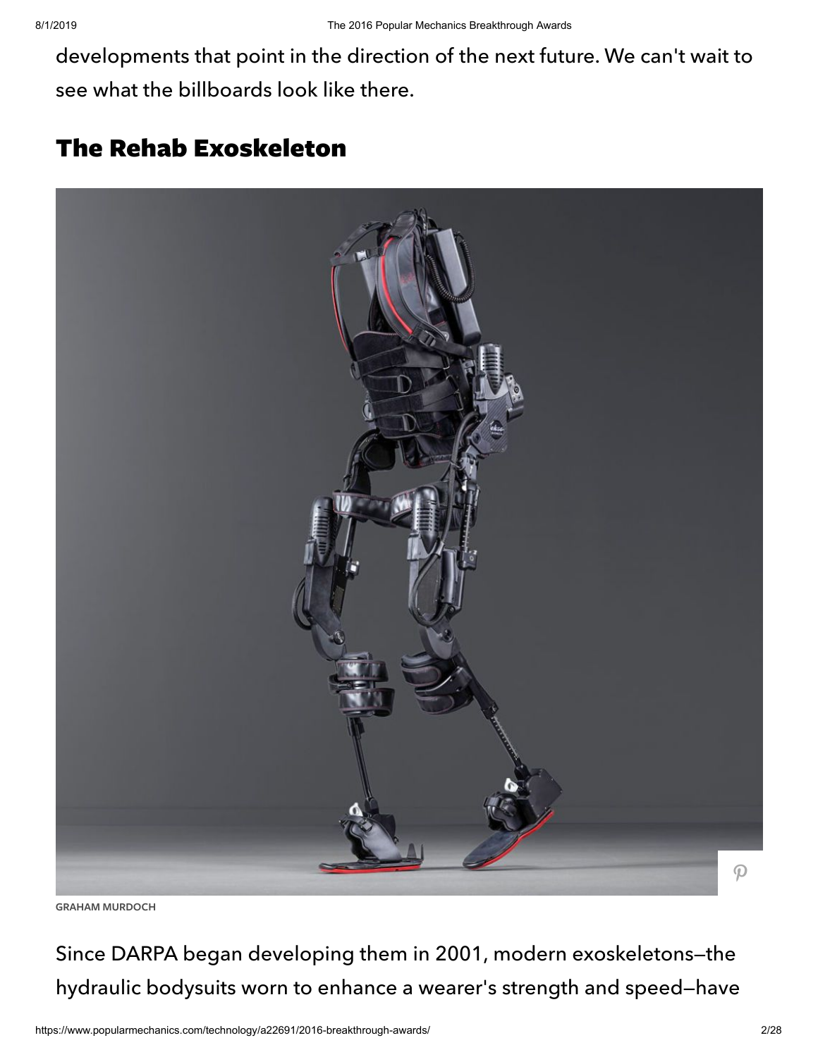developments that point in the direction of the next future. We can't wait to see what the billboards look like there.

## The Rehab Exoskeleton

GRAHAM MURDOCH

Since DARPA began developing them in 2001, modern exoskeletons—the hydraulic bodysuits worn to enhance a wearer's strength and speed—have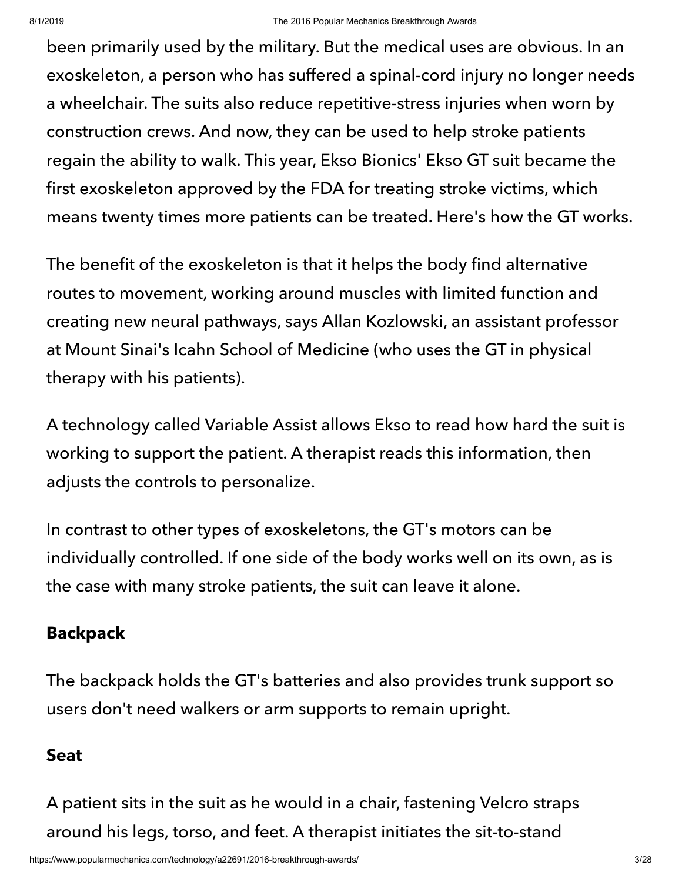been primarily used by the military. But the medical uses are obvious. In an exoskeleton, a person who has suffered a spinal-cord injury no longer needs a wheelchair. The suits also reduce repetitive-stress injuries when worn by construction crews. And now, they can be used to help stroke patients regain the ability to walk. This year, Ekso Bionics' Ekso GT suit became the first exoskeleton approved by the FDA for treating stroke victims, which means twenty times more patients can be treated. Here's how the GT works.

The benefit of the exoskeleton is that it helps the body find alternative routes to movement, working around muscles with limited function and creating new neural pathways, says Allan Kozlowski, an assistant professor at Mount Sinai's Icahn School of Medicine (who uses the GT in physical therapy with his patients).

A technology called Variable Assist allows Ekso to read how hard the suit is working to support the patient. A therapist reads this information, then adjusts the controls to personalize.

In contrast to other types of exoskeletons, the GT's motors can be individually controlled. If one side of the body works well on its own, as is the case with many stroke patients, the suit can leave it alone.

**Backpack**

The backpack holds the GT's batteries and also provides trunk support so users don't need walkers or arm supports to remain upright.

**Seat**

A patient sits in the suit as he would in a chair, fastening Velcro straps around his legs, torso, and feet. A therapist initiates the sit-to-stand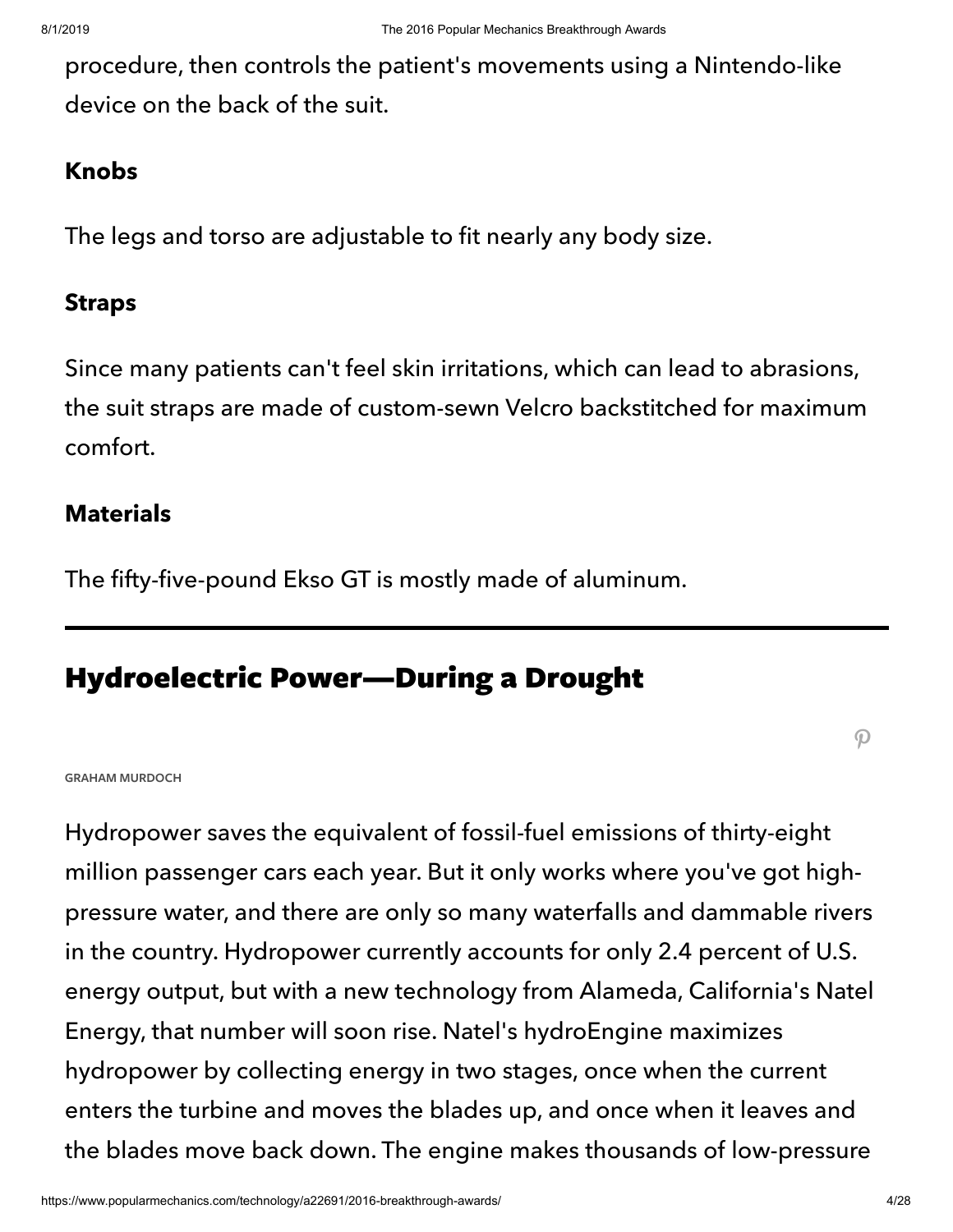procedure, then controls the patient's movements using a Nintendo-like device on the back of the suit.

### Knobs

The legs and torso are adjustable to fit nearly any body size.

### Straps

Since many patients can't feel skin irritations, which can lead to abrasions, the suit straps are made of custom-sewn Velcro backstitched for maximum comfort.

### Materials

The fifty-five-pound Ekso GT is mostly made of aluminum.

---

## Hydroelectric Power—During a Drought

GRAHAM MURDOCH

Hydropower saves the equivalent of fossil-fuel emissions of thirty-eight million passenger cars each year. But it only works where you've got high-pressure water, and there are only so many waterfalls and dammable rivers in the country. Hydropower currently accounts for only 2.4 percent of U.S. energy output, but with a new technology from Alameda, California's Natel Energy, that number will soon rise. Natel's hydroEngine maximizes hydropower by collecting energy in two stages, once when the current enters the turbine and moves the blades up, and once when it leaves and the blades move back down. The engine makes thousands of low-pressure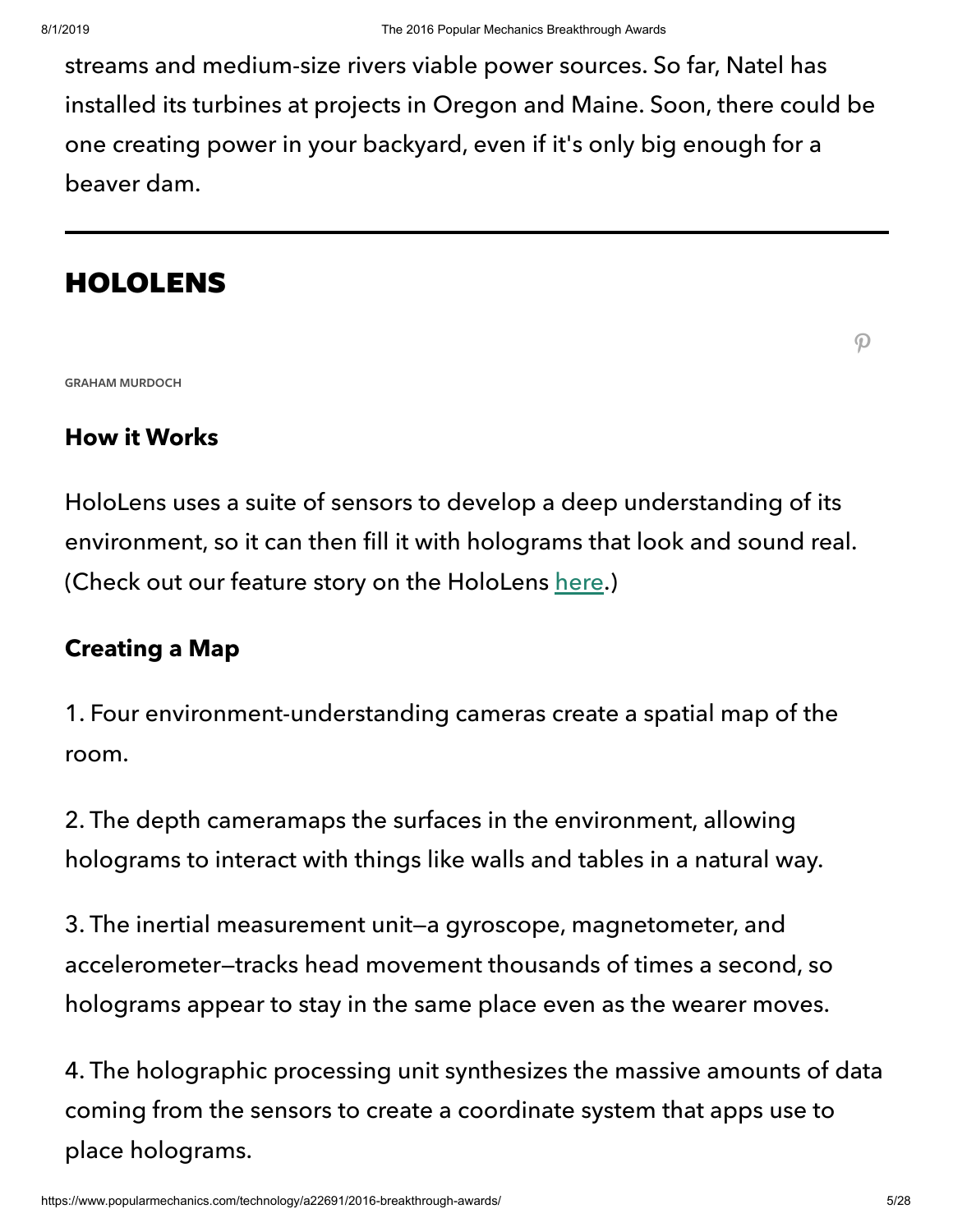streams and medium-size rivers viable power sources. So far, Natel has installed its turbines at projects in Oregon and Maine. Soon, there could be one creating power in your backyard, even if it's only big enough for a beaver dam.

---

## HOLOLENS

GRAHAM MURDOCH

### How it Works

HoloLens uses a suite of sensors to develop a deep understanding of its environment, so it can then fill it with holograms that look and sound real. (Check out our feature story on the HoloLens here.)

### Creating a Map

1. Four environment-understanding cameras create a spatial map of the room.

2. The depth cameramaps the surfaces in the environment, allowing holograms to interact with things like walls and tables in a natural way.

3. The inertial measurement unit—a gyroscope, magnetometer, and accelerometer—tracks head movement thousands of times a second, so holograms appear to stay in the same place even as the wearer moves.

4. The holographic processing unit synthesizes the massive amounts of data coming from the sensors to create a coordinate system that apps use to place holograms.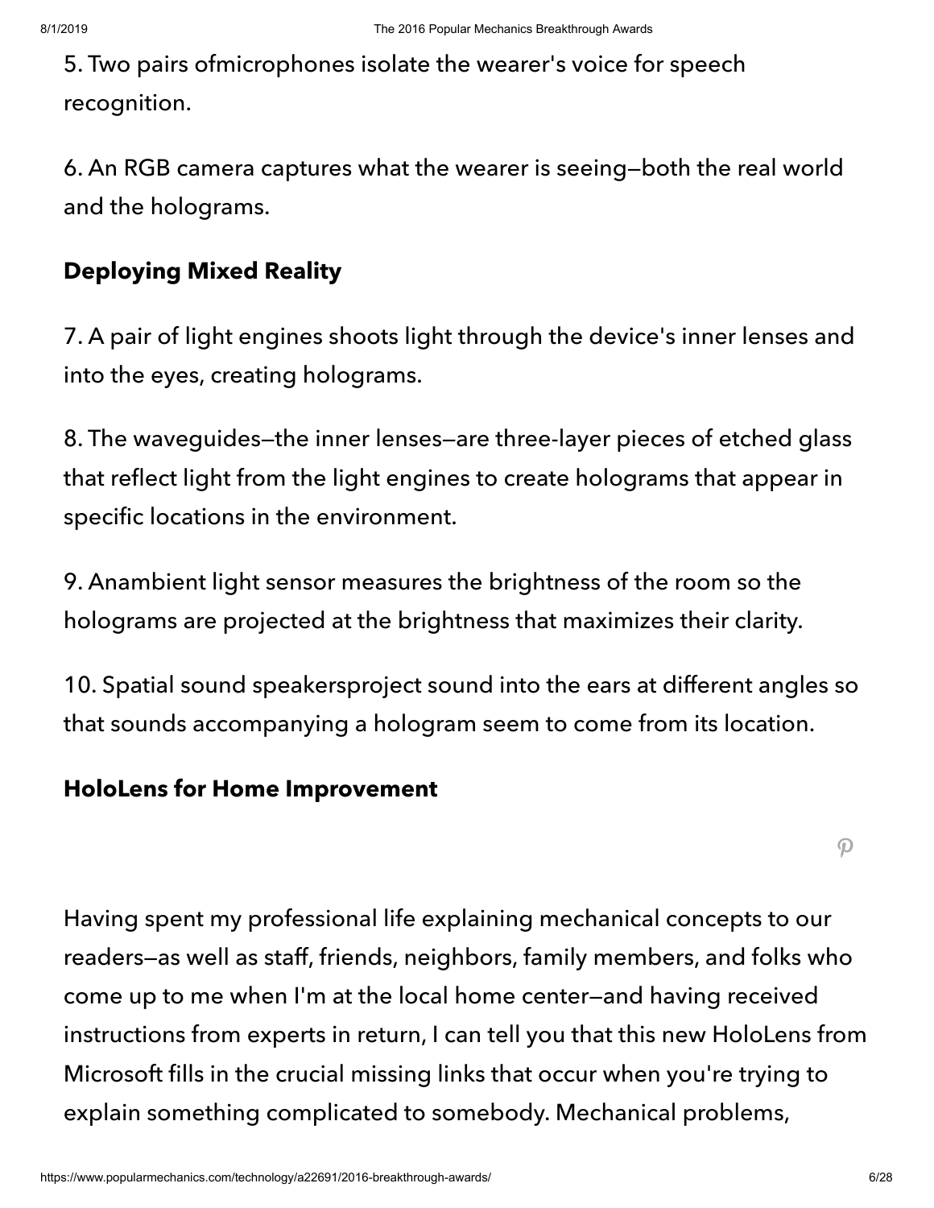5. Two pairs ofmicrophones isolate the wearer's voice for speech recognition.

6. An RGB camera captures what the wearer is seeing—both the real world and the holograms.

### Deploying Mixed Reality

7. A pair of light engines shoots light through the device's inner lenses and into the eyes, creating holograms.

8. The waveguides—the inner lenses—are three-layer pieces of etched glass that reflect light from the light engines to create holograms that appear in specific locations in the environment.

9. Anambient light sensor measures the brightness of the room so the holograms are projected at the brightness that maximizes their clarity.

10. Spatial sound speakersproject sound into the ears at different angles so that sounds accompanying a hologram seem to come from its location.

### HoloLens for Home Improvement

Having spent my professional life explaining mechanical concepts to our readers—as well as staff, friends, neighbors, family members, and folks who come up to me when I'm at the local home center—and having received instructions from experts in return, I can tell you that this new HoloLens from Microsoft fills in the crucial missing links that occur when you're trying to explain something complicated to somebody. Mechanical problems,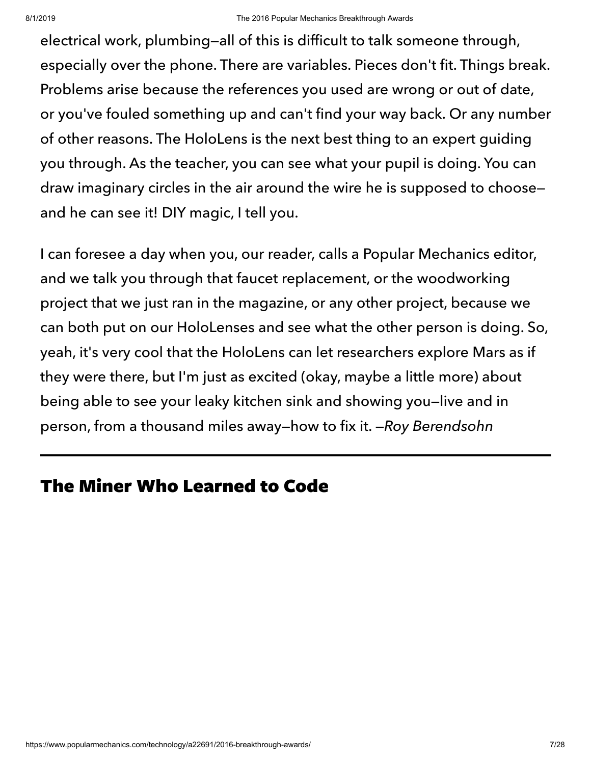electrical work, plumbing—all of this is difficult to talk someone through, especially over the phone. There are variables. Pieces don't fit. Things break. Problems arise because the references you used are wrong or out of date, or you've fouled something up and can't find your way back. Or any number of other reasons. The HoloLens is the next best thing to an expert guiding you through. As the teacher, you can see what your pupil is doing. You can draw imaginary circles in the air around the wire he is supposed to choose—and he can see it! DIY magic, I tell you.

I can foresee a day when you, our reader, calls a Popular Mechanics editor, and we talk you through that faucet replacement, or the woodworking project that we just ran in the magazine, or any other project, because we can both put on our HoloLenses and see what the other person is doing. So, yeah, it's very cool that the HoloLens can let researchers explore Mars as if they were there, but I'm just as excited (okay, maybe a little more) about being able to see your leaky kitchen sink and showing you—live and in person, from a thousand miles away—how to fix it. —*Roy Berendsohn*

---

## The Miner Who Learned to Code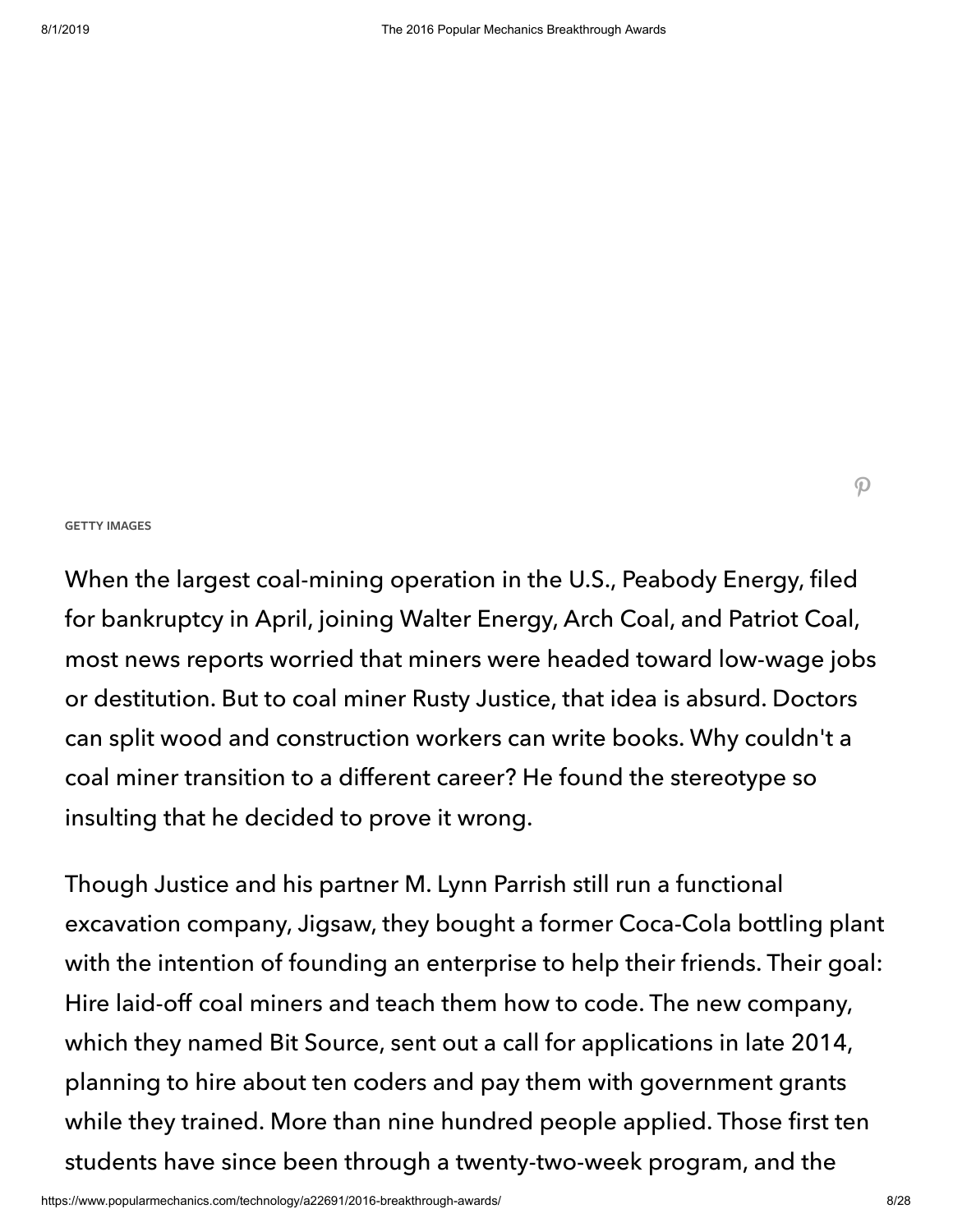GETTY IMAGES

When the largest coal-mining operation in the U.S., Peabody Energy, filed for bankruptcy in April, joining Walter Energy, Arch Coal, and Patriot Coal, most news reports worried that miners were headed toward low-wage jobs or destitution. But to coal miner Rusty Justice, that idea is absurd. Doctors can split wood and construction workers can write books. Why couldn't a coal miner transition to a different career? He found the stereotype so insulting that he decided to prove it wrong.

Though Justice and his partner M. Lynn Parrish still run a functional excavation company, Jigsaw, they bought a former Coca-Cola bottling plant with the intention of founding an enterprise to help their friends. Their goal: Hire laid-off coal miners and teach them how to code. The new company, which they named Bit Source, sent out a call for applications in late 2014, planning to hire about ten coders and pay them with government grants while they trained. More than nine hundred people applied. Those first ten students have since been through a twenty-two-week program, and the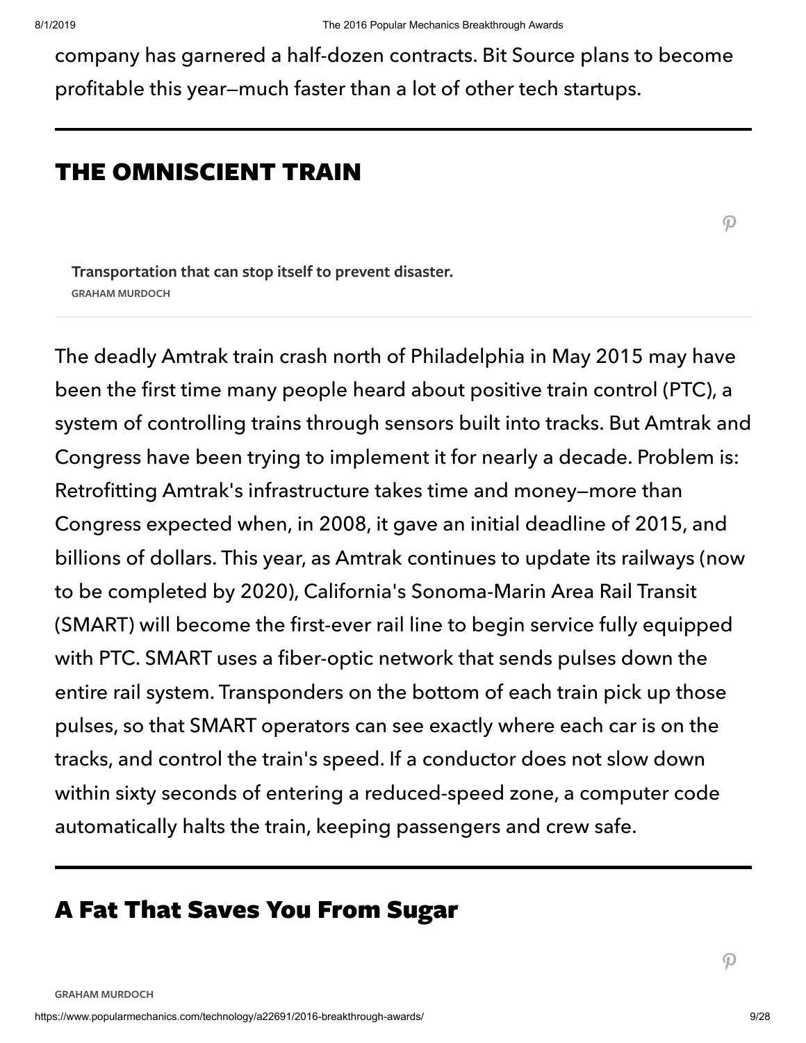company has garnered a half-dozen contracts. Bit Source plans to become profitable this year—much faster than a lot of other tech startups.

---

## THE OMNISCIENT TRAIN

**Transportation that can stop itself to prevent disaster.**
GRAHAM MURDOCH

The deadly Amtrak train crash north of Philadelphia in May 2015 may have been the first time many people heard about positive train control (PTC), a system of controlling trains through sensors built into tracks. But Amtrak and Congress have been trying to implement it for nearly a decade. Problem is: Retrofitting Amtrak's infrastructure takes time and money—more than Congress expected when, in 2008, it gave an initial deadline of 2015, and billions of dollars. This year, as Amtrak continues to update its railways (now to be completed by 2020), California's Sonoma-Marin Area Rail Transit (SMART) will become the first-ever rail line to begin service fully equipped with PTC. SMART uses a fiber-optic network that sends pulses down the entire rail system. Transponders on the bottom of each train pick up those pulses, so that SMART operators can see exactly where each car is on the tracks, and control the train's speed. If a conductor does not slow down within sixty seconds of entering a reduced-speed zone, a computer code automatically halts the train, keeping passengers and crew safe.

---

## A Fat That Saves You From Sugar

GRAHAM MURDOCH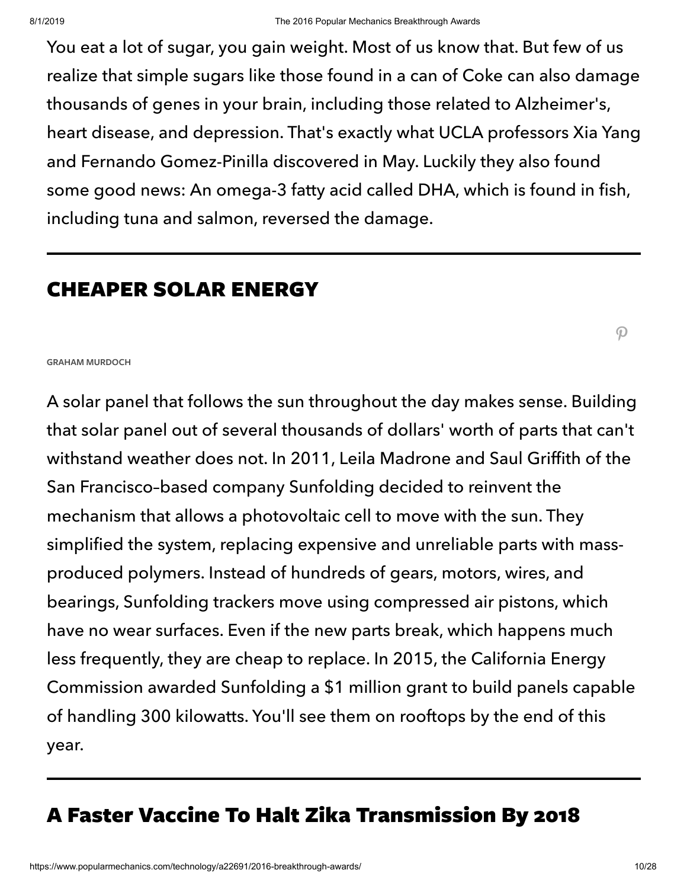You eat a lot of sugar, you gain weight. Most of us know that. But few of us realize that simple sugars like those found in a can of Coke can also damage thousands of genes in your brain, including those related to Alzheimer's, heart disease, and depression. That's exactly what UCLA professors Xia Yang and Fernando Gomez-Pinilla discovered in May. Luckily they also found some good news: An omega-3 fatty acid called DHA, which is found in fish, including tuna and salmon, reversed the damage.

---

## CHEAPER SOLAR ENERGY

GRAHAM MURDOCH

A solar panel that follows the sun throughout the day makes sense. Building that solar panel out of several thousands of dollars' worth of parts that can't withstand weather does not. In 2011, Leila Madrone and Saul Griffith of the San Francisco–based company Sunfolding decided to reinvent the mechanism that allows a photovoltaic cell to move with the sun. They simplified the system, replacing expensive and unreliable parts with mass-produced polymers. Instead of hundreds of gears, motors, wires, and bearings, Sunfolding trackers move using compressed air pistons, which have no wear surfaces. Even if the new parts break, which happens much less frequently, they are cheap to replace. In 2015, the California Energy Commission awarded Sunfolding a $1 million grant to build panels capable of handling 300 kilowatts. You'll see them on rooftops by the end of this year.

---

## A Faster Vaccine To Halt Zika Transmission By 2018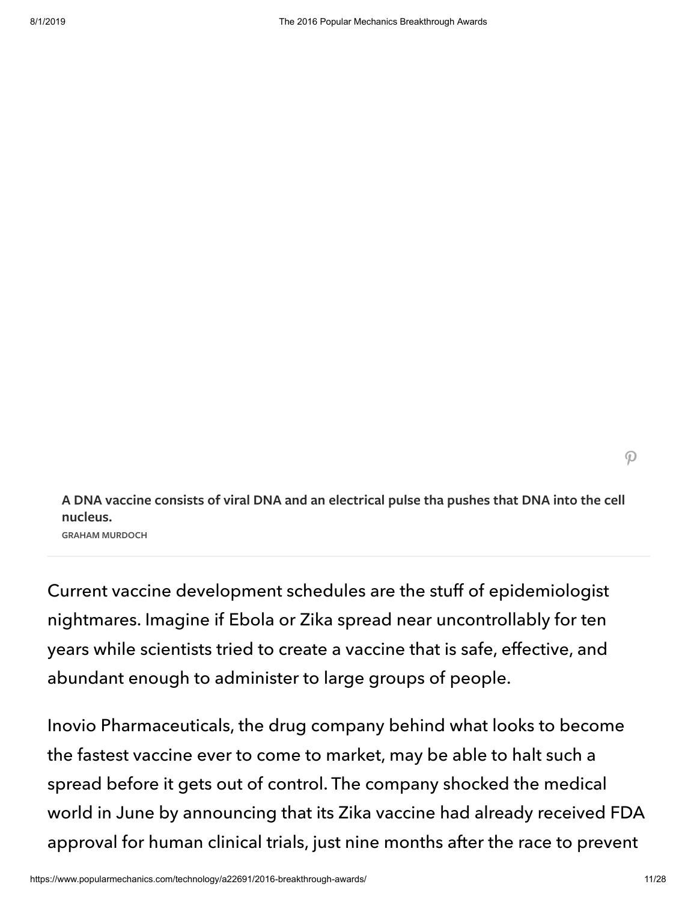**A DNA vaccine consists of viral DNA and an electrical pulse tha pushes that DNA into the cell nucleus.**

GRAHAM MURDOCH

Current vaccine development schedules are the stuff of epidemiologist nightmares. Imagine if Ebola or Zika spread near uncontrollably for ten years while scientists tried to create a vaccine that is safe, effective, and abundant enough to administer to large groups of people.

Inovio Pharmaceuticals, the drug company behind what looks to become the fastest vaccine ever to come to market, may be able to halt such a spread before it gets out of control. The company shocked the medical world in June by announcing that its Zika vaccine had already received FDA approval for human clinical trials, just nine months after the race to prevent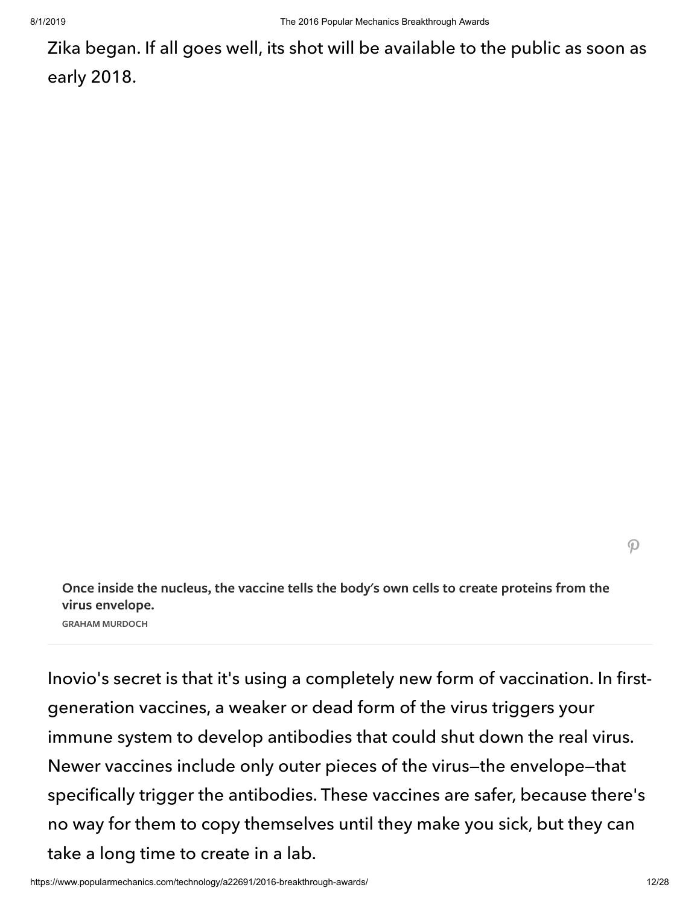Zika began. If all goes well, its shot will be available to the public as soon as early 2018.

**Once inside the nucleus, the vaccine tells the body's own cells to create proteins from the virus envelope.**

GRAHAM MURDOCH

Inovio's secret is that it's using a completely new form of vaccination. In first-generation vaccines, a weaker or dead form of the virus triggers your immune system to develop antibodies that could shut down the real virus. Newer vaccines include only outer pieces of the virus—the envelope—that specifically trigger the antibodies. These vaccines are safer, because there's no way for them to copy themselves until they make you sick, but they can take a long time to create in a lab.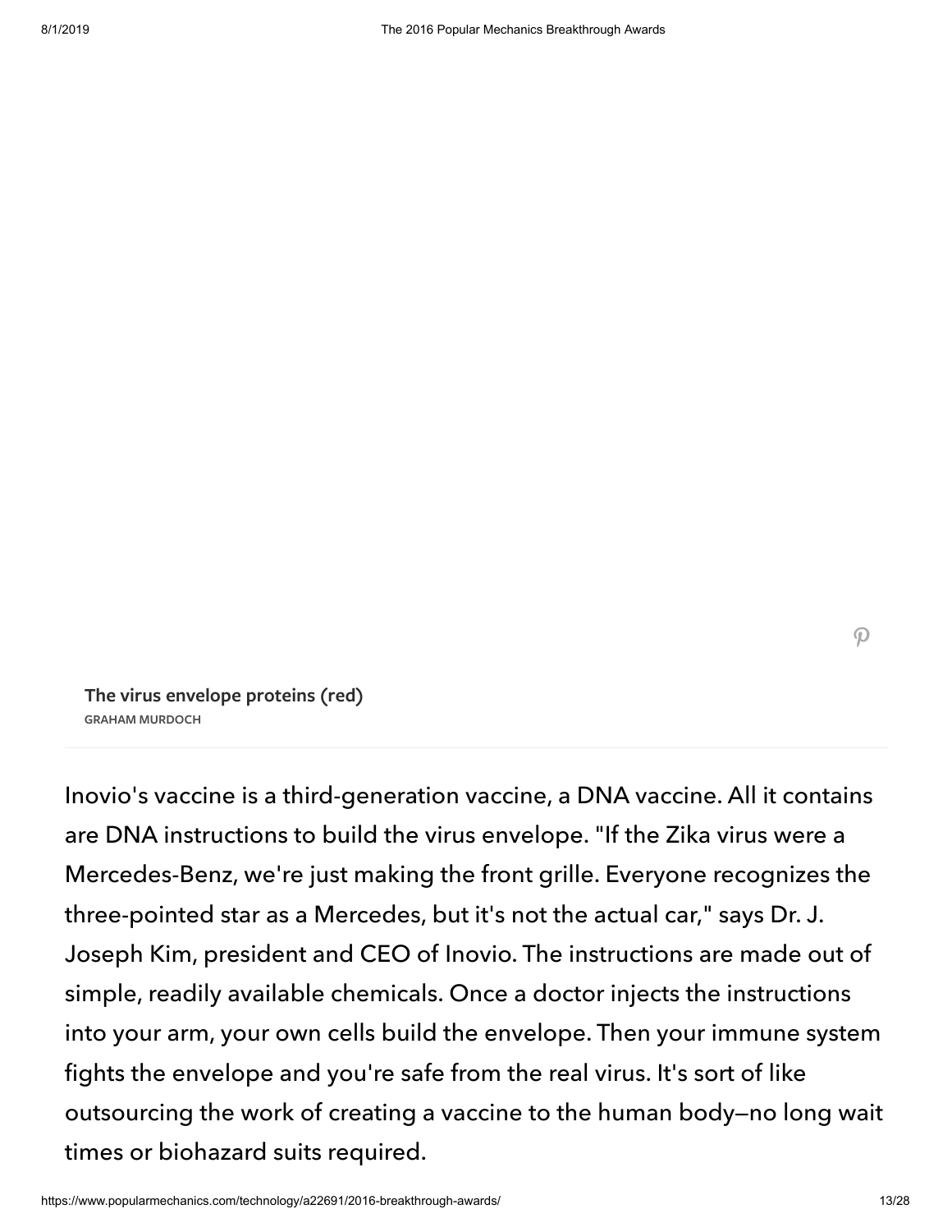The virus envelope proteins (red)
GRAHAM MURDOCH

Inovio's vaccine is a third-generation vaccine, a DNA vaccine. All it contains are DNA instructions to build the virus envelope. "If the Zika virus were a Mercedes-Benz, we're just making the front grille. Everyone recognizes the three-pointed star as a Mercedes, but it's not the actual car," says Dr. J. Joseph Kim, president and CEO of Inovio. The instructions are made out of simple, readily available chemicals. Once a doctor injects the instructions into your arm, your own cells build the envelope. Then your immune system fights the envelope and you're safe from the real virus. It's sort of like outsourcing the work of creating a vaccine to the human body—no long wait times or biohazard suits required.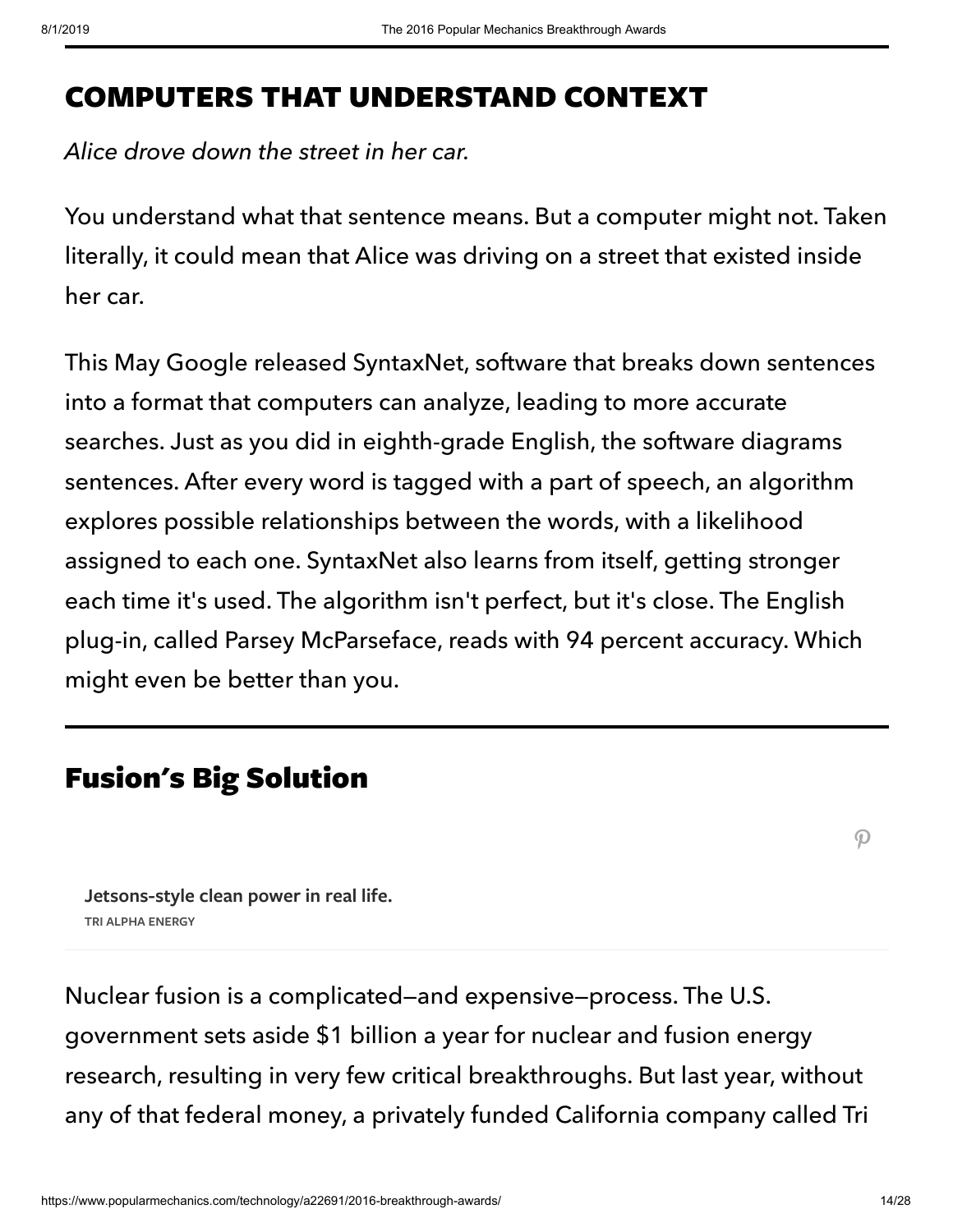## COMPUTERS THAT UNDERSTAND CONTEXT

*Alice drove down the street in her car.*

You understand what that sentence means. But a computer might not. Taken literally, it could mean that Alice was driving on a street that existed inside her car.

This May Google released SyntaxNet, software that breaks down sentences into a format that computers can analyze, leading to more accurate searches. Just as you did in eighth-grade English, the software diagrams sentences. After every word is tagged with a part of speech, an algorithm explores possible relationships between the words, with a likelihood assigned to each one. SyntaxNet also learns from itself, getting stronger each time it's used. The algorithm isn't perfect, but it's close. The English plug-in, called Parsey McParseface, reads with 94 percent accuracy. Which might even be better than you.

## Fusion's Big Solution

**Jetsons-style clean power in real life.**
TRI ALPHA ENERGY

Nuclear fusion is a complicated—and expensive—process. The U.S. government sets aside $1 billion a year for nuclear and fusion energy research, resulting in very few critical breakthroughs. But last year, without any of that federal money, a privately funded California company called Tri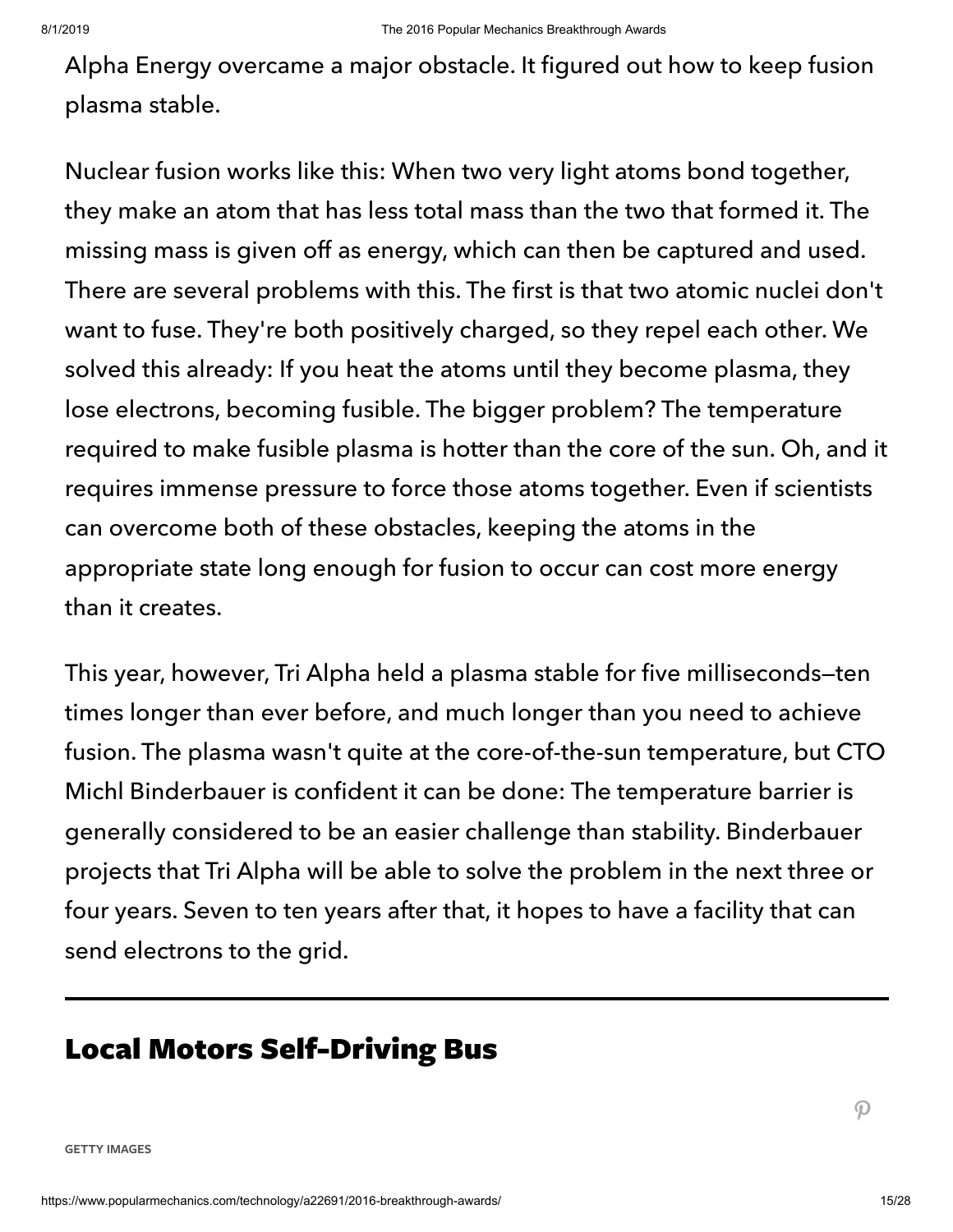Alpha Energy overcame a major obstacle. It figured out how to keep fusion plasma stable.

Nuclear fusion works like this: When two very light atoms bond together, they make an atom that has less total mass than the two that formed it. The missing mass is given off as energy, which can then be captured and used. There are several problems with this. The first is that two atomic nuclei don't want to fuse. They're both positively charged, so they repel each other. We solved this already: If you heat the atoms until they become plasma, they lose electrons, becoming fusible. The bigger problem? The temperature required to make fusible plasma is hotter than the core of the sun. Oh, and it requires immense pressure to force those atoms together. Even if scientists can overcome both of these obstacles, keeping the atoms in the appropriate state long enough for fusion to occur can cost more energy than it creates.

This year, however, Tri Alpha held a plasma stable for five milliseconds—ten times longer than ever before, and much longer than you need to achieve fusion. The plasma wasn't quite at the core-of-the-sun temperature, but CTO Michl Binderbauer is confident it can be done: The temperature barrier is generally considered to be an easier challenge than stability. Binderbauer projects that Tri Alpha will be able to solve the problem in the next three or four years. Seven to ten years after that, it hopes to have a facility that can send electrons to the grid.

---

## Local Motors Self-Driving Bus

GETTY IMAGES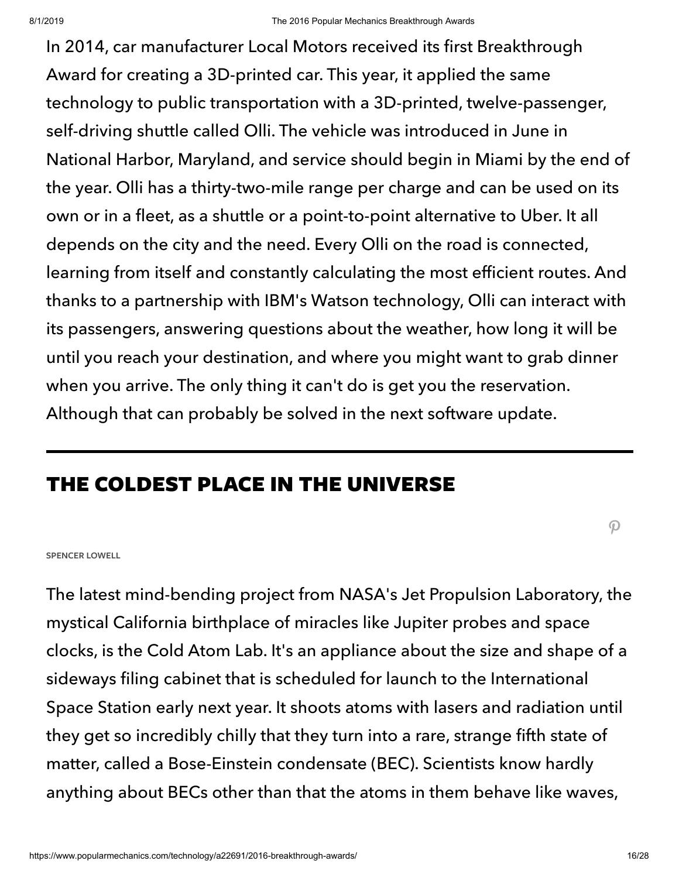In 2014, car manufacturer Local Motors received its first Breakthrough Award for creating a 3D-printed car. This year, it applied the same technology to public transportation with a 3D-printed, twelve-passenger, self-driving shuttle called Olli. The vehicle was introduced in June in National Harbor, Maryland, and service should begin in Miami by the end of the year. Olli has a thirty-two-mile range per charge and can be used on its own or in a fleet, as a shuttle or a point-to-point alternative to Uber. It all depends on the city and the need. Every Olli on the road is connected, learning from itself and constantly calculating the most efficient routes. And thanks to a partnership with IBM's Watson technology, Olli can interact with its passengers, answering questions about the weather, how long it will be until you reach your destination, and where you might want to grab dinner when you arrive. The only thing it can't do is get you the reservation. Although that can probably be solved in the next software update.

---

## THE COLDEST PLACE IN THE UNIVERSE

SPENCER LOWELL

The latest mind-bending project from NASA's Jet Propulsion Laboratory, the mystical California birthplace of miracles like Jupiter probes and space clocks, is the Cold Atom Lab. It's an appliance about the size and shape of a sideways filing cabinet that is scheduled for launch to the International Space Station early next year. It shoots atoms with lasers and radiation until they get so incredibly chilly that they turn into a rare, strange fifth state of matter, called a Bose-Einstein condensate (BEC). Scientists know hardly anything about BECs other than that the atoms in them behave like waves,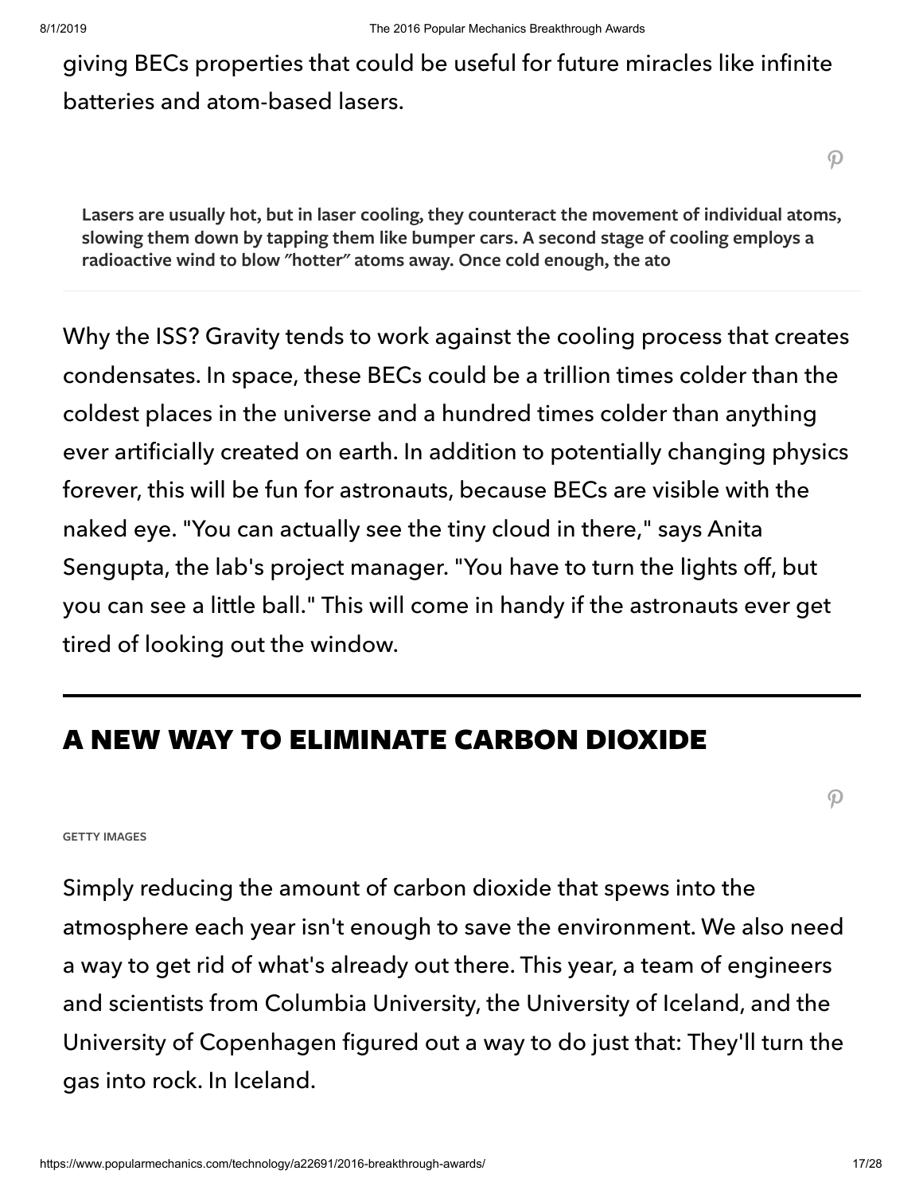giving BECs properties that could be useful for future miracles like infinite batteries and atom-based lasers.

**Lasers are usually hot, but in laser cooling, they counteract the movement of individual atoms, slowing them down by tapping them like bumper cars. A second stage of cooling employs a radioactive wind to blow "hotter" atoms away. Once cold enough, the ato**

Why the ISS? Gravity tends to work against the cooling process that creates condensates. In space, these BECs could be a trillion times colder than the coldest places in the universe and a hundred times colder than anything ever artificially created on earth. In addition to potentially changing physics forever, this will be fun for astronauts, because BECs are visible with the naked eye. "You can actually see the tiny cloud in there," says Anita Sengupta, the lab's project manager. "You have to turn the lights off, but you can see a little ball." This will come in handy if the astronauts ever get tired of looking out the window.

## A NEW WAY TO ELIMINATE CARBON DIOXIDE

GETTY IMAGES

Simply reducing the amount of carbon dioxide that spews into the atmosphere each year isn't enough to save the environment. We also need a way to get rid of what's already out there. This year, a team of engineers and scientists from Columbia University, the University of Iceland, and the University of Copenhagen figured out a way to do just that: They'll turn the gas into rock. In Iceland.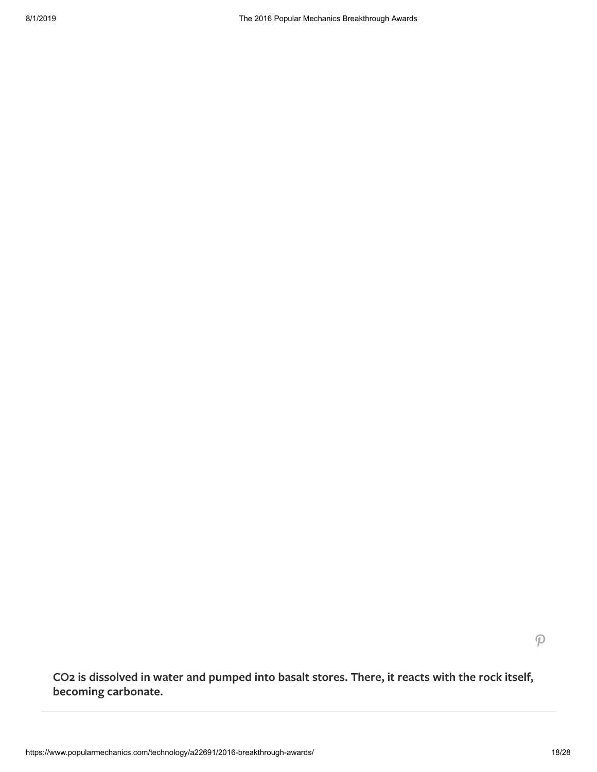**$CO_2$ is dissolved in water and pumped into basalt stores. There, it reacts with the rock itself, becoming carbonate.**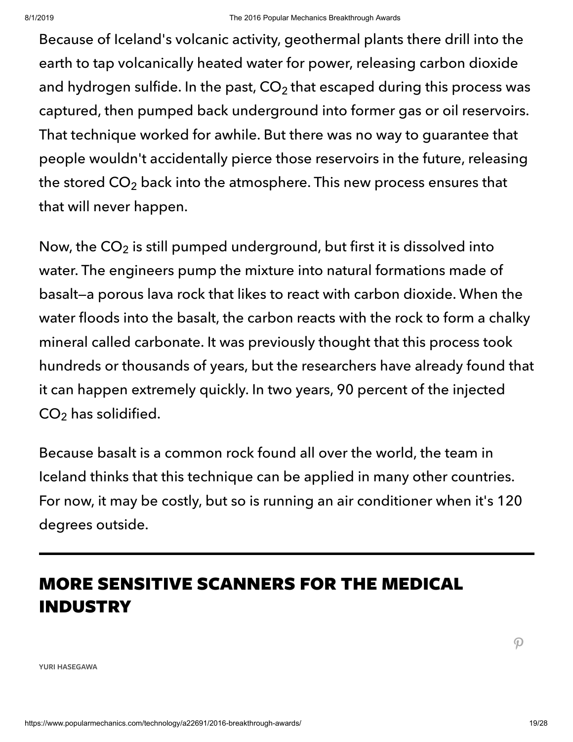Because of Iceland's volcanic activity, geothermal plants there drill into the earth to tap volcanically heated water for power, releasing carbon dioxide and hydrogen sulfide. In the past, $CO_2$ that escaped during this process was captured, then pumped back underground into former gas or oil reservoirs. That technique worked for awhile. But there was no way to guarantee that people wouldn't accidentally pierce those reservoirs in the future, releasing the stored $CO_2$ back into the atmosphere. This new process ensures that that will never happen.

Now, the $CO_2$ is still pumped underground, but first it is dissolved into water. The engineers pump the mixture into natural formations made of basalt—a porous lava rock that likes to react with carbon dioxide. When the water floods into the basalt, the carbon reacts with the rock to form a chalky mineral called carbonate. It was previously thought that this process took hundreds or thousands of years, but the researchers have already found that it can happen extremely quickly. In two years, 90 percent of the injected $CO_2$ has solidified.

Because basalt is a common rock found all over the world, the team in Iceland thinks that this technique can be applied in many other countries. For now, it may be costly, but so is running an air conditioner when it's 120 degrees outside.

---

## MORE SENSITIVE SCANNERS FOR THE MEDICAL INDUSTRY

YURI HASEGAWA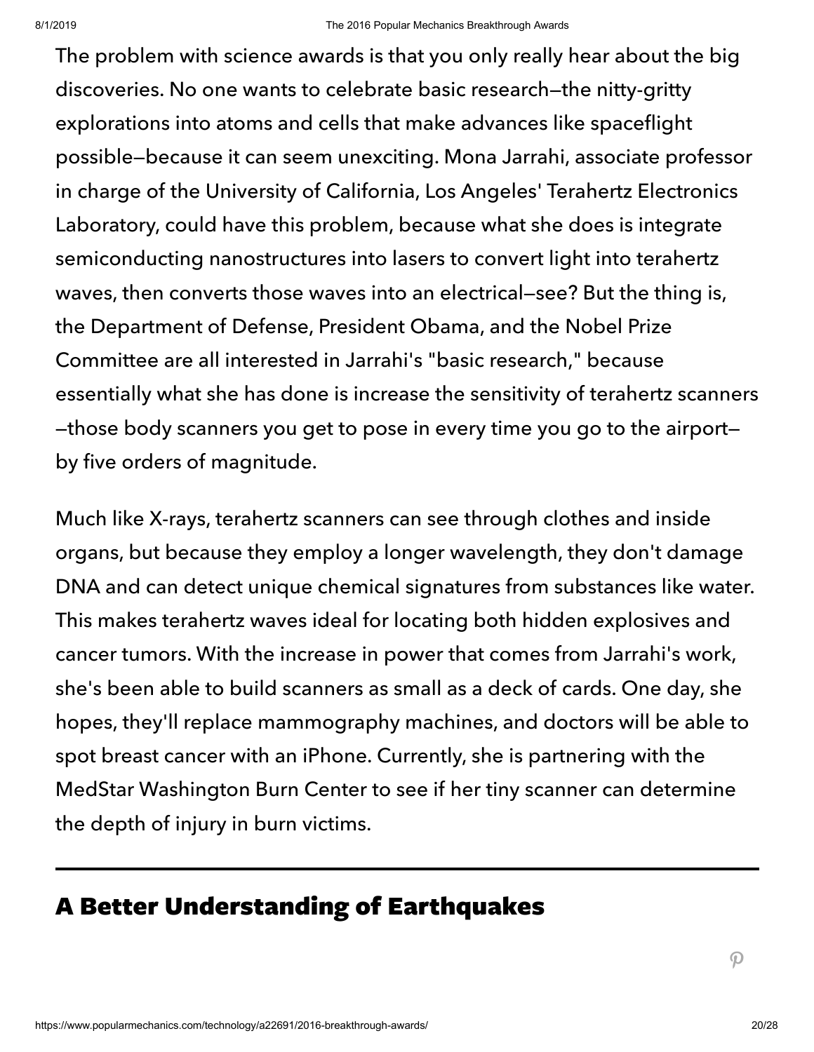The problem with science awards is that you only really hear about the big discoveries. No one wants to celebrate basic research—the nitty-gritty explorations into atoms and cells that make advances like spaceflight possible—because it can seem unexciting. Mona Jarrahi, associate professor in charge of the University of California, Los Angeles' Terahertz Electronics Laboratory, could have this problem, because what she does is integrate semiconducting nanostructures into lasers to convert light into terahertz waves, then converts those waves into an electrical—see? But the thing is, the Department of Defense, President Obama, and the Nobel Prize Committee are all interested in Jarrahi's "basic research," because essentially what she has done is increase the sensitivity of terahertz scanners —those body scanners you get to pose in every time you go to the airport— by five orders of magnitude.

Much like X-rays, terahertz scanners can see through clothes and inside organs, but because they employ a longer wavelength, they don't damage DNA and can detect unique chemical signatures from substances like water. This makes terahertz waves ideal for locating both hidden explosives and cancer tumors. With the increase in power that comes from Jarrahi's work, she's been able to build scanners as small as a deck of cards. One day, she hopes, they'll replace mammography machines, and doctors will be able to spot breast cancer with an iPhone. Currently, she is partnering with the MedStar Washington Burn Center to see if her tiny scanner can determine the depth of injury in burn victims.

---

## A Better Understanding of Earthquakes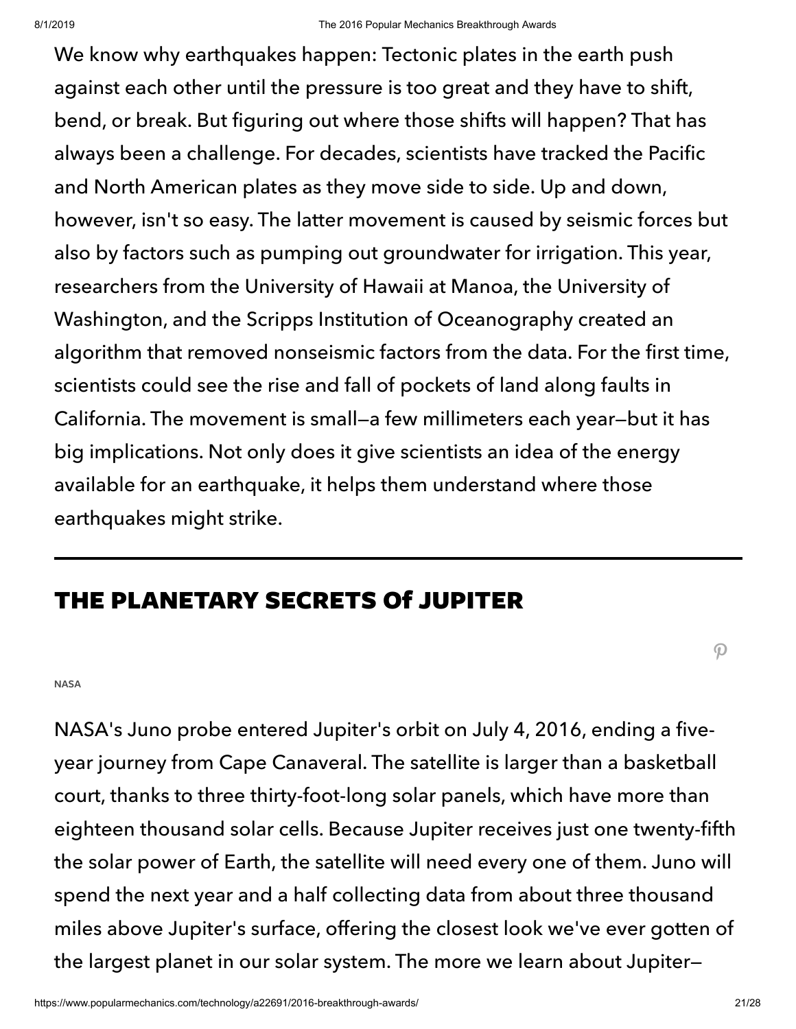We know why earthquakes happen: Tectonic plates in the earth push against each other until the pressure is too great and they have to shift, bend, or break. But figuring out where those shifts will happen? That has always been a challenge. For decades, scientists have tracked the Pacific and North American plates as they move side to side. Up and down, however, isn't so easy. The latter movement is caused by seismic forces but also by factors such as pumping out groundwater for irrigation. This year, researchers from the University of Hawaii at Manoa, the University of Washington, and the Scripps Institution of Oceanography created an algorithm that removed nonseismic factors from the data. For the first time, scientists could see the rise and fall of pockets of land along faults in California. The movement is small—a few millimeters each year—but it has big implications. Not only does it give scientists an idea of the energy available for an earthquake, it helps them understand where those earthquakes might strike.

---

## THE PLANETARY SECRETS Of JUPITER

NASA

NASA's Juno probe entered Jupiter's orbit on July 4, 2016, ending a five-year journey from Cape Canaveral. The satellite is larger than a basketball court, thanks to three thirty-foot-long solar panels, which have more than eighteen thousand solar cells. Because Jupiter receives just one twenty-fifth the solar power of Earth, the satellite will need every one of them. Juno will spend the next year and a half collecting data from about three thousand miles above Jupiter's surface, offering the closest look we've ever gotten of the largest planet in our solar system. The more we learn about Jupiter—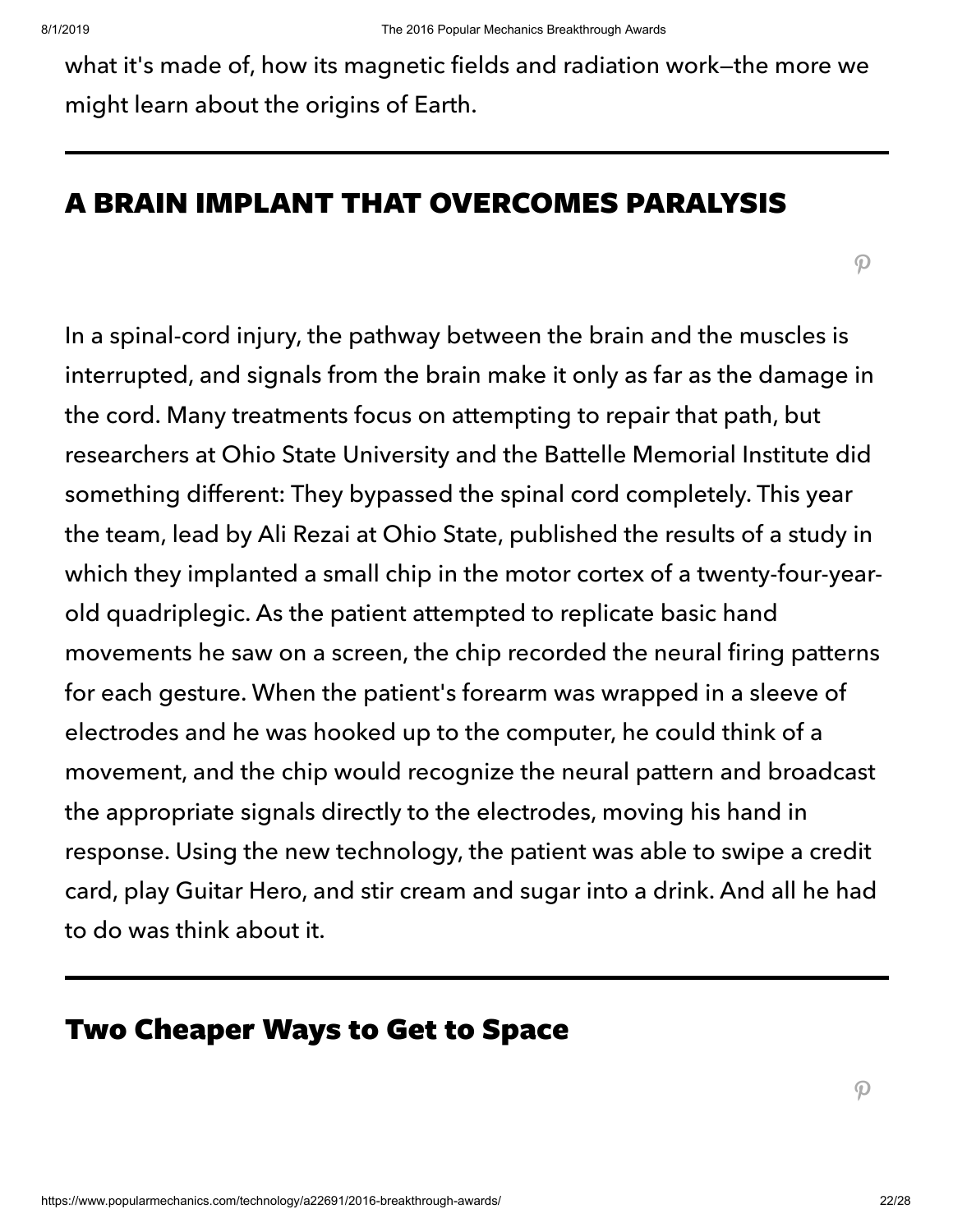what it's made of, how its magnetic fields and radiation work—the more we might learn about the origins of Earth.

---

## A BRAIN IMPLANT THAT OVERCOMES PARALYSIS

In a spinal-cord injury, the pathway between the brain and the muscles is interrupted, and signals from the brain make it only as far as the damage in the cord. Many treatments focus on attempting to repair that path, but researchers at Ohio State University and the Battelle Memorial Institute did something different: They bypassed the spinal cord completely. This year the team, lead by Ali Rezai at Ohio State, published the results of a study in which they implanted a small chip in the motor cortex of a twenty-four-year-old quadriplegic. As the patient attempted to replicate basic hand movements he saw on a screen, the chip recorded the neural firing patterns for each gesture. When the patient's forearm was wrapped in a sleeve of electrodes and he was hooked up to the computer, he could think of a movement, and the chip would recognize the neural pattern and broadcast the appropriate signals directly to the electrodes, moving his hand in response. Using the new technology, the patient was able to swipe a credit card, play Guitar Hero, and stir cream and sugar into a drink. And all he had to do was think about it.

---

## Two Cheaper Ways to Get to Space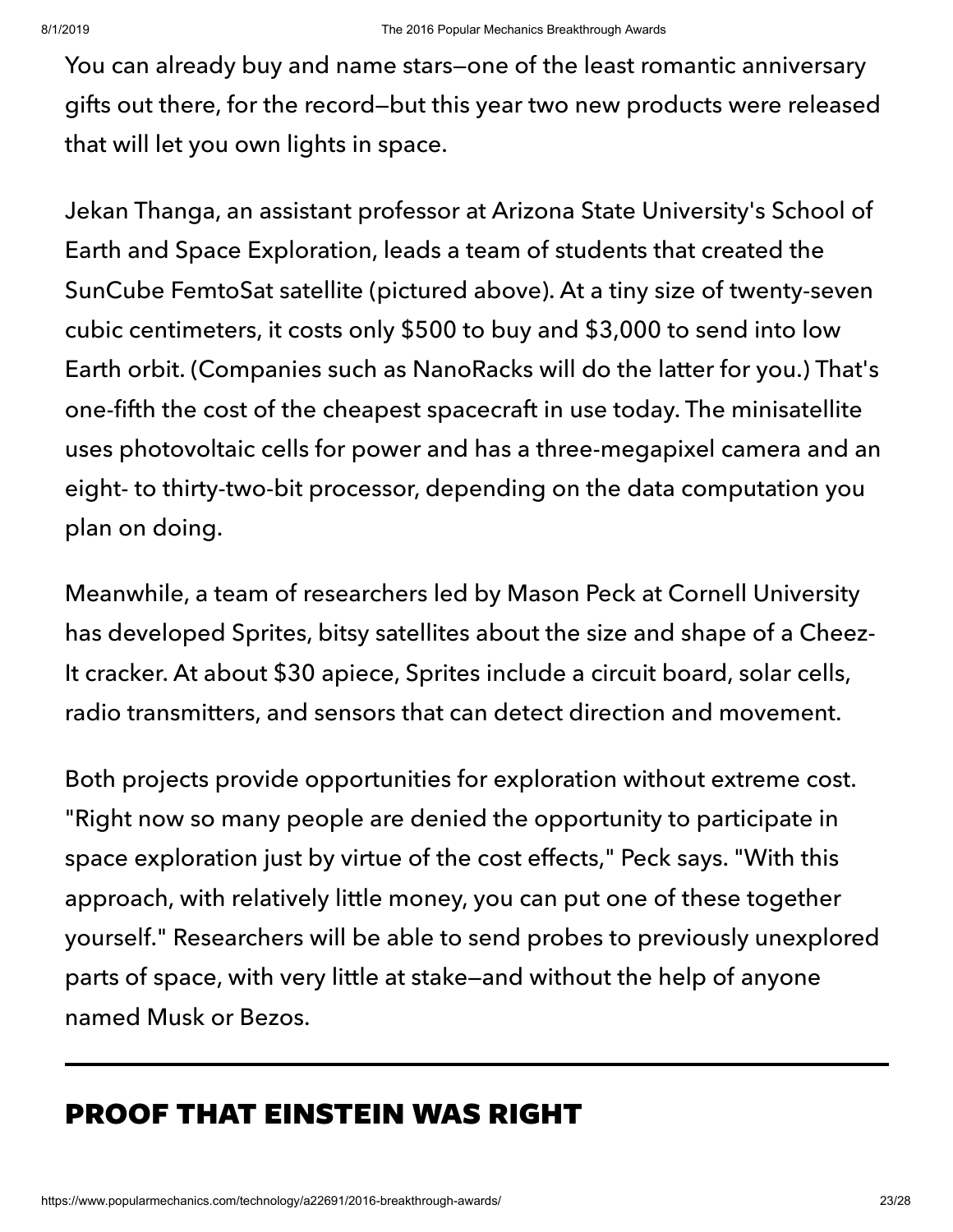You can already buy and name stars—one of the least romantic anniversary gifts out there, for the record—but this year two new products were released that will let you own lights in space.

Jekan Thanga, an assistant professor at Arizona State University's School of Earth and Space Exploration, leads a team of students that created the SunCube FemtoSat satellite (pictured above). At a tiny size of twenty-seven cubic centimeters, it costs only $500 to buy and $3,000 to send into low Earth orbit. (Companies such as NanoRacks will do the latter for you.) That's one-fifth the cost of the cheapest spacecraft in use today. The minisatellite uses photovoltaic cells for power and has a three-megapixel camera and an eight- to thirty-two-bit processor, depending on the data computation you plan on doing.

Meanwhile, a team of researchers led by Mason Peck at Cornell University has developed Sprites, bitsy satellites about the size and shape of a Cheez-It cracker. At about $30 apiece, Sprites include a circuit board, solar cells, radio transmitters, and sensors that can detect direction and movement.

Both projects provide opportunities for exploration without extreme cost. "Right now so many people are denied the opportunity to participate in space exploration just by virtue of the cost effects," Peck says. "With this approach, with relatively little money, you can put one of these together yourself." Researchers will be able to send probes to previously unexplored parts of space, with very little at stake—and without the help of anyone named Musk or Bezos.

---

## PROOF THAT EINSTEIN WAS RIGHT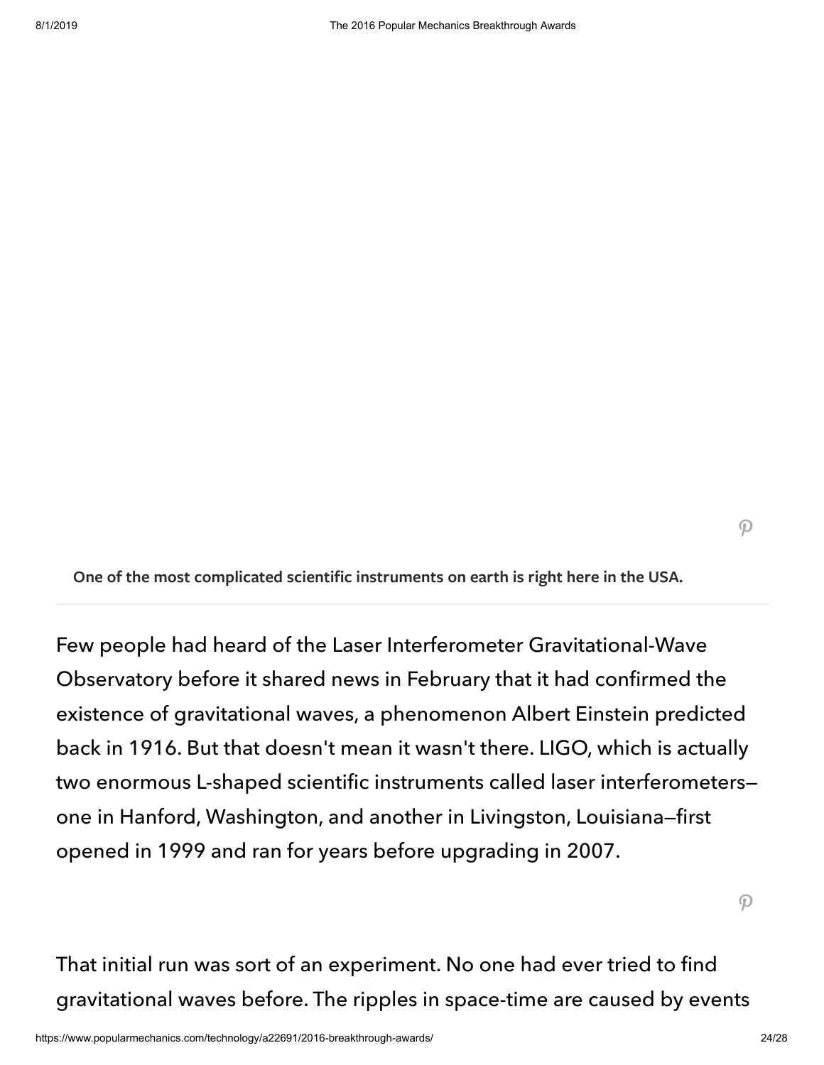**One of the most complicated scientific instruments on earth is right here in the USA.**

Few people had heard of the Laser Interferometer Gravitational-Wave Observatory before it shared news in February that it had confirmed the existence of gravitational waves, a phenomenon Albert Einstein predicted back in 1916. But that doesn't mean it wasn't there. LIGO, which is actually two enormous L-shaped scientific instruments called laser interferometers—one in Hanford, Washington, and another in Livingston, Louisiana—first opened in 1999 and ran for years before upgrading in 2007.

That initial run was sort of an experiment. No one had ever tried to find gravitational waves before. The ripples in space-time are caused by events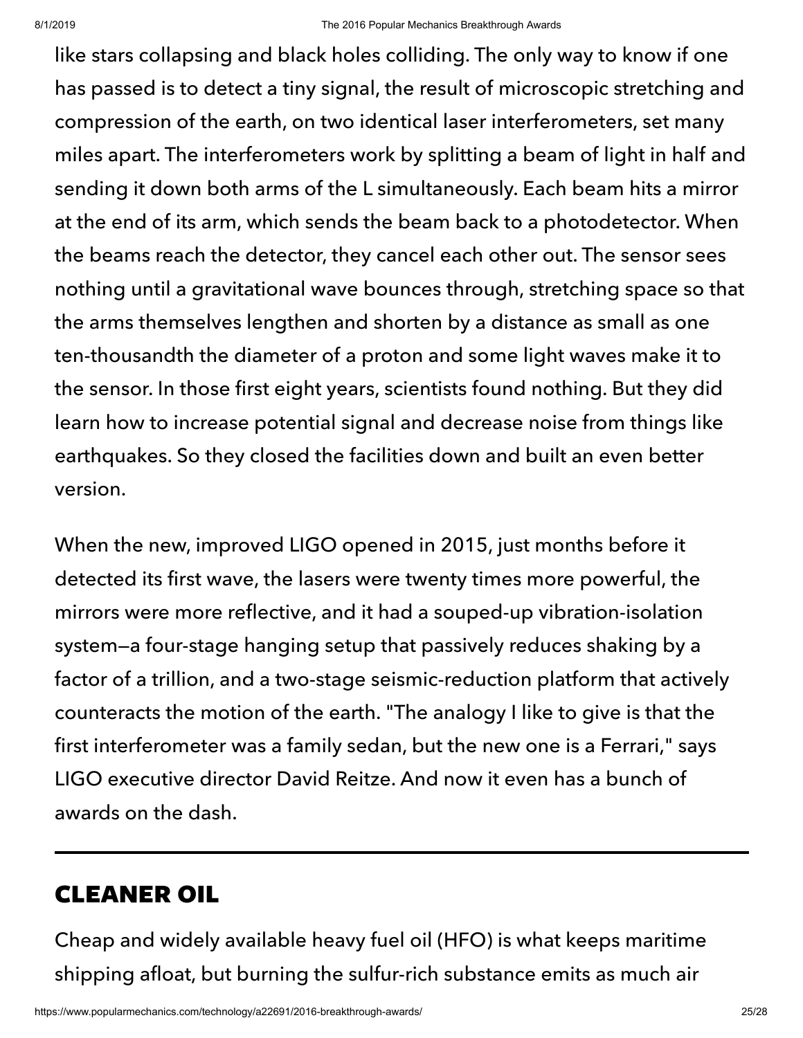like stars collapsing and black holes colliding. The only way to know if one has passed is to detect a tiny signal, the result of microscopic stretching and compression of the earth, on two identical laser interferometers, set many miles apart. The interferometers work by splitting a beam of light in half and sending it down both arms of the L simultaneously. Each beam hits a mirror at the end of its arm, which sends the beam back to a photodetector. When the beams reach the detector, they cancel each other out. The sensor sees nothing until a gravitational wave bounces through, stretching space so that the arms themselves lengthen and shorten by a distance as small as one ten-thousandth the diameter of a proton and some light waves make it to the sensor. In those first eight years, scientists found nothing. But they did learn how to increase potential signal and decrease noise from things like earthquakes. So they closed the facilities down and built an even better version.

When the new, improved LIGO opened in 2015, just months before it detected its first wave, the lasers were twenty times more powerful, the mirrors were more reflective, and it had a souped-up vibration-isolation system—a four-stage hanging setup that passively reduces shaking by a factor of a trillion, and a two-stage seismic-reduction platform that actively counteracts the motion of the earth. "The analogy I like to give is that the first interferometer was a family sedan, but the new one is a Ferrari," says LIGO executive director David Reitze. And now it even has a bunch of awards on the dash.

---

## CLEANER OIL

Cheap and widely available heavy fuel oil (HFO) is what keeps maritime shipping afloat, but burning the sulfur-rich substance emits as much air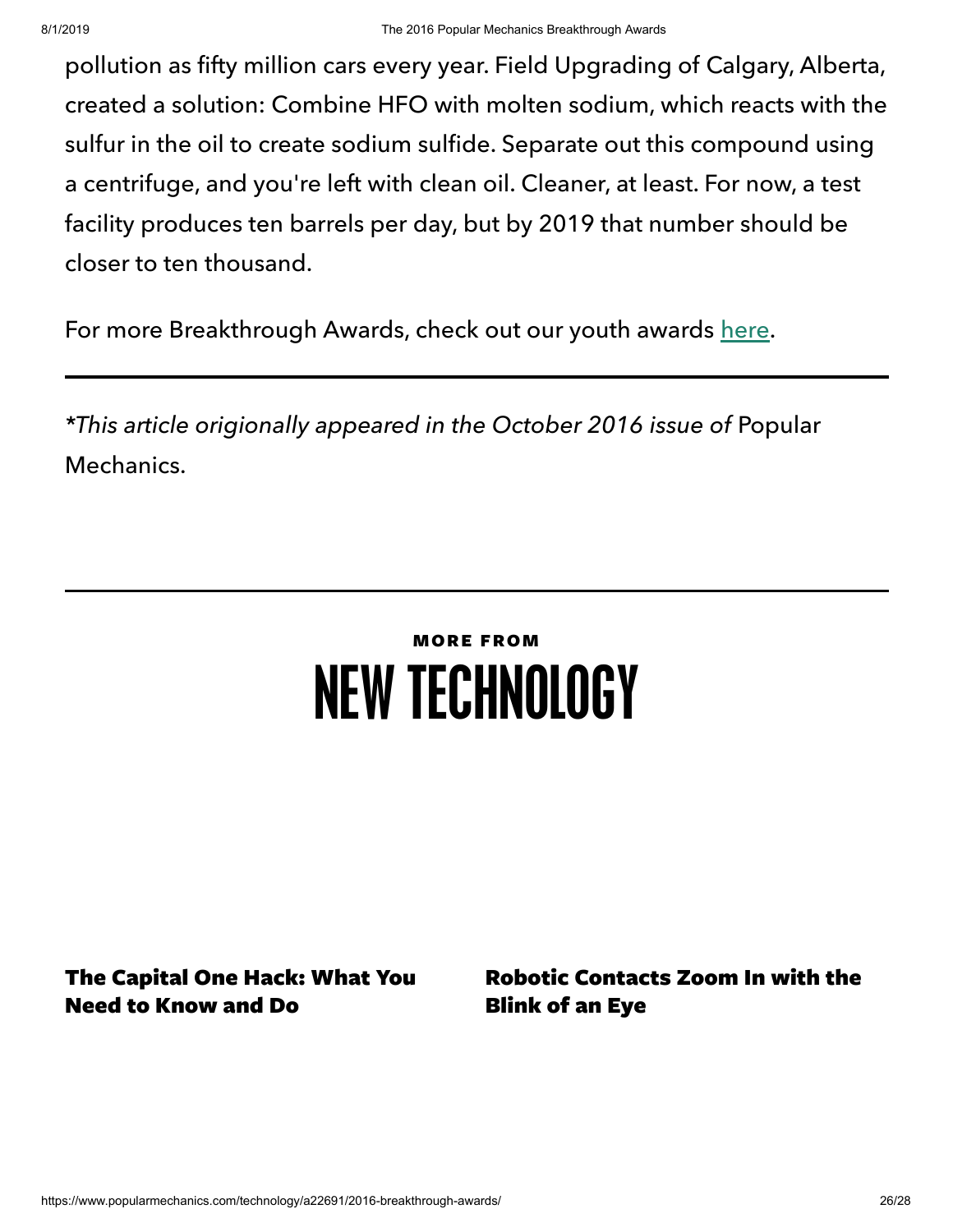pollution as fifty million cars every year. Field Upgrading of Calgary, Alberta, created a solution: Combine HFO with molten sodium, which reacts with the sulfur in the oil to create sodium sulfide. Separate out this compound using a centrifuge, and you're left with clean oil. Cleaner, at least. For now, a test facility produces ten barrels per day, but by 2019 that number should be closer to ten thousand.

For more Breakthrough Awards, check out our youth awards here.

---

*\*This article origionally appeared in the October 2016 issue of* Popular Mechanics.

---

**MORE FROM**

# NEW TECHNOLOGY

**The Capital One Hack: What You Need to Know and Do**

**Robotic Contacts Zoom In with the Blink of an Eye**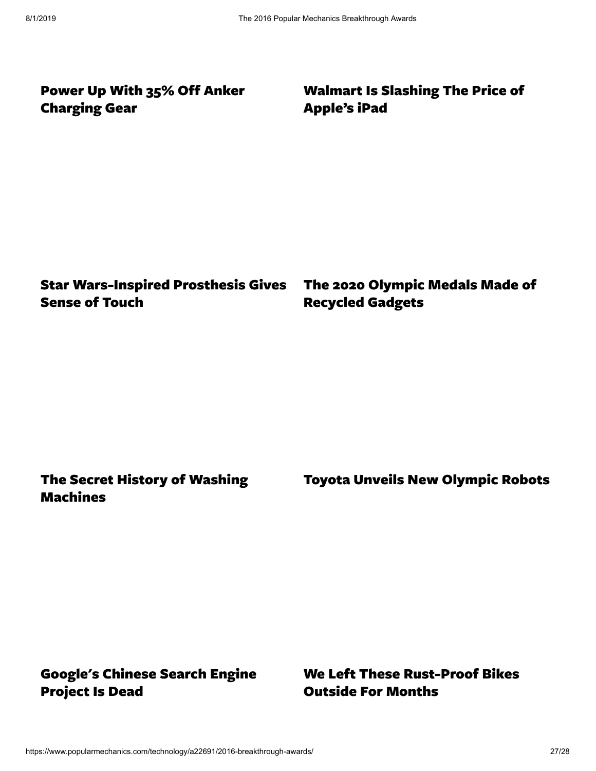## Power Up With 35% Off Anker Charging Gear

## Walmart Is Slashing The Price of Apple's iPad

## Star Wars-Inspired Prosthesis Gives Sense of Touch

## The 2020 Olympic Medals Made of Recycled Gadgets

## The Secret History of Washing Machines

## Toyota Unveils New Olympic Robots

## Google's Chinese Search Engine Project Is Dead

## We Left These Rust-Proof Bikes Outside For Months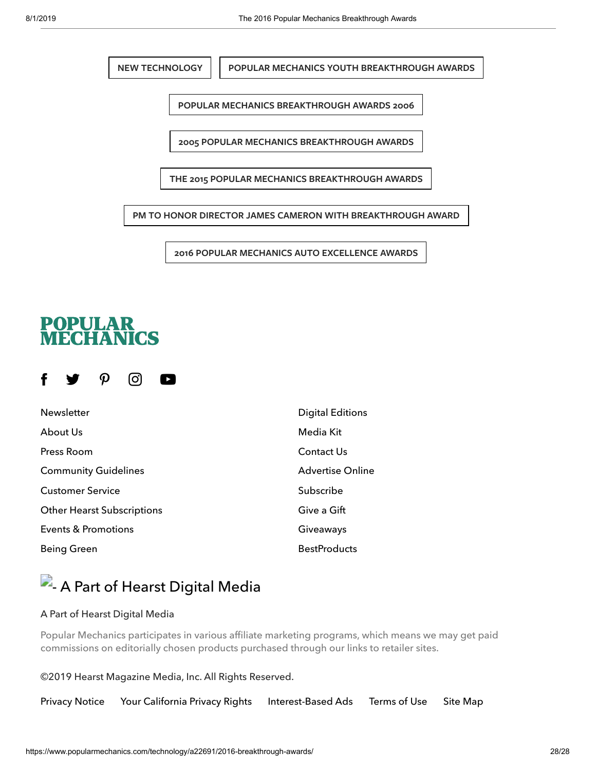NEW TECHNOLOGY

POPULAR MECHANICS YOUTH BREAKTHROUGH AWARDS

POPULAR MECHANICS BREAKTHROUGH AWARDS 2006

2005 POPULAR MECHANICS BREAKTHROUGH AWARDS

THE 2015 POPULAR MECHANICS BREAKTHROUGH AWARDS

PM TO HONOR DIRECTOR JAMES CAMERON WITH BREAKTHROUGH AWARD

2016 POPULAR MECHANICS AUTO EXCELLENCE AWARDS

POPULAR MECHANICS

Newsletter

About Us

Press Room

Community Guidelines

Customer Service

Other Hearst Subscriptions

Events & Promotions

Being Green

Digital Editions

Media Kit

Contact Us

Advertise Online

Subscribe

Give a Gift

Giveaways

BestProducts

- A Part of Hearst Digital Media

A Part of Hearst Digital Media

Popular Mechanics participates in various affiliate marketing programs, which means we may get paid commissions on editorially chosen products purchased through our links to retailer sites.

©2019 Hearst Magazine Media, Inc. All Rights Reserved.

Privacy Notice Your California Privacy Rights Interest-Based Ads Terms of Use Site Map